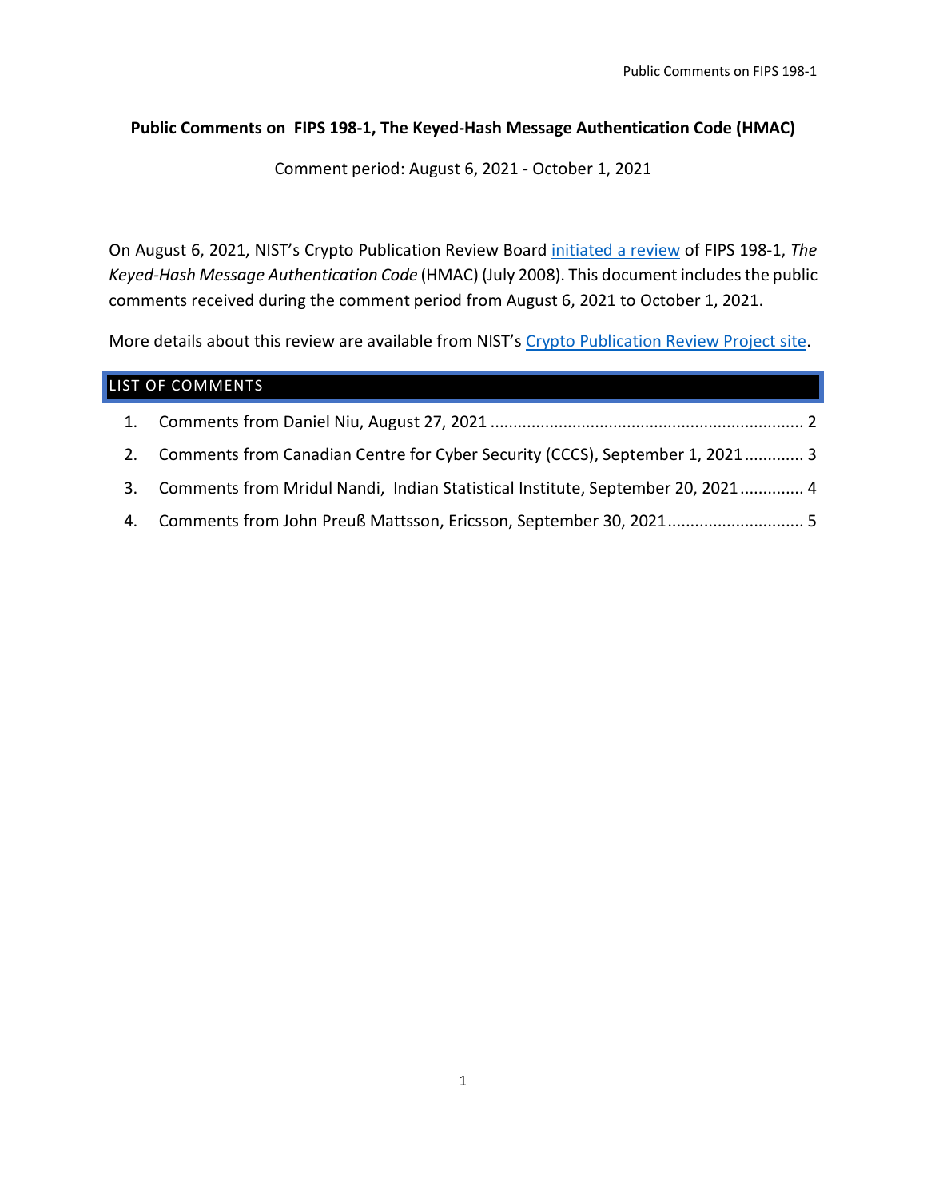# Public Comments on FIPS 198-1, The Keyed-Hash Message Authentication Code (HMAC)

Comment period: August 6, 2021 - October 1, 2021

On August 6, 2021, NIST's Crypto Publication Review Board initiated a review of FIPS 198-1, *The Keyed-Hash Message Authentication Code* (HMAC) (July 2008). This document includes the public comments received during the comment period from August 6, 2021 to October 1, 2021.

More details about this review are available from NIST's Crypto Publication Review Project site.

## LIST OF COMMENTS

1. Comments from Daniel Niu, August 27, 2021 .................................................................... 2
2. Comments from Canadian Centre for Cyber Security (CCCS), September 1, 2021 ............. 3
3. Comments from Mridul Nandi, Indian Statistical Institute, September 20, 2021 ............. 4
4. Comments from John Preuß Mattsson, Ericsson, September 30, 2021 ............................. 5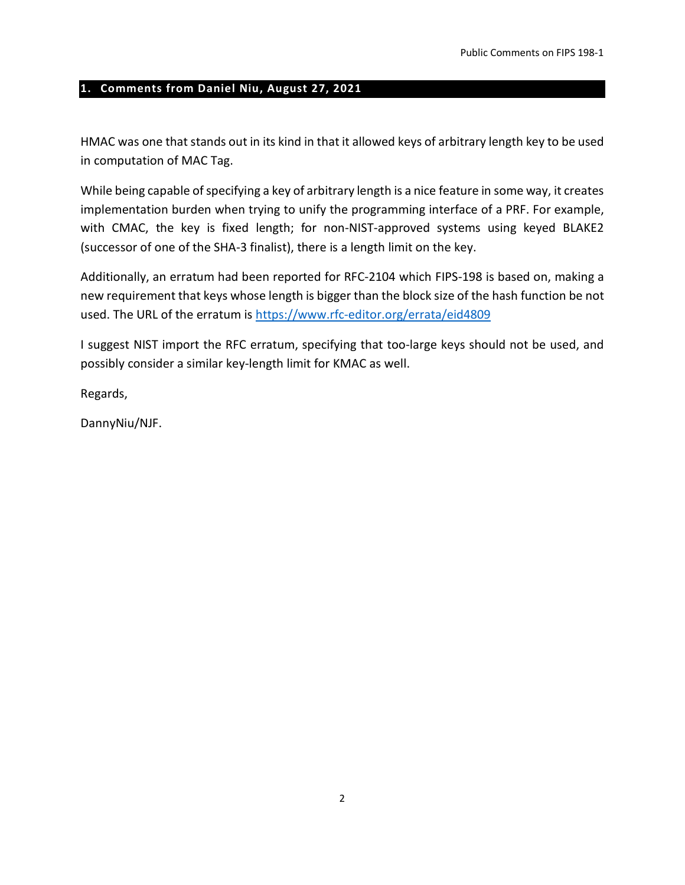## 1. Comments from Daniel Niu, August 27, 2021

HMAC was one that stands out in its kind in that it allowed keys of arbitrary length key to be used in computation of MAC Tag.

While being capable of specifying a key of arbitrary length is a nice feature in some way, it creates implementation burden when trying to unify the programming interface of a PRF. For example, with CMAC, the key is fixed length; for non-NIST-approved systems using keyed BLAKE2 (successor of one of the SHA-3 finalist), there is a length limit on the key.

Additionally, an erratum had been reported for RFC-2104 which FIPS-198 is based on, making a new requirement that keys whose length is bigger than the block size of the hash function be not used. The URL of the erratum is https://www.rfc-editor.org/errata/eid4809

I suggest NIST import the RFC erratum, specifying that too-large keys should not be used, and possibly consider a similar key-length limit for KMAC as well.

Regards,

DannyNiu/NJF.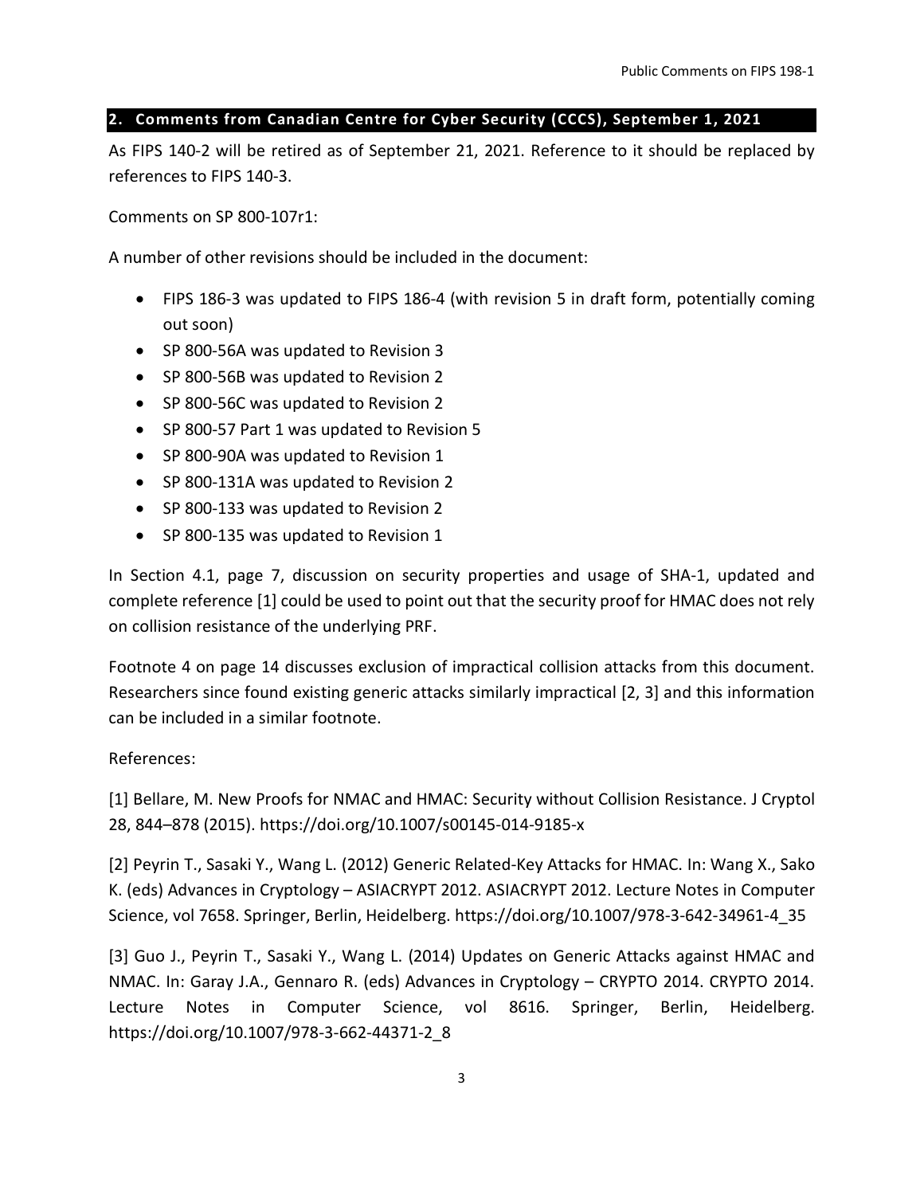## 2. Comments from Canadian Centre for Cyber Security (CCCS), September 1, 2021

As FIPS 140-2 will be retired as of September 21, 2021. Reference to it should be replaced by references to FIPS 140-3.

Comments on SP 800-107r1:

A number of other revisions should be included in the document:

- FIPS 186-3 was updated to FIPS 186-4 (with revision 5 in draft form, potentially coming out soon)
- SP 800-56A was updated to Revision 3
- SP 800-56B was updated to Revision 2
- SP 800-56C was updated to Revision 2
- SP 800-57 Part 1 was updated to Revision 5
- SP 800-90A was updated to Revision 1
- SP 800-131A was updated to Revision 2
- SP 800-133 was updated to Revision 2
- SP 800-135 was updated to Revision 1

In Section 4.1, page 7, discussion on security properties and usage of SHA-1, updated and complete reference [1] could be used to point out that the security proof for HMAC does not rely on collision resistance of the underlying PRF.

Footnote 4 on page 14 discusses exclusion of impractical collision attacks from this document. Researchers since found existing generic attacks similarly impractical [2, 3] and this information can be included in a similar footnote.

References:

[1] Bellare, M. New Proofs for NMAC and HMAC: Security without Collision Resistance. J Cryptol 28, 844–878 (2015). https://doi.org/10.1007/s00145-014-9185-x

[2] Peyrin T., Sasaki Y., Wang L. (2012) Generic Related-Key Attacks for HMAC. In: Wang X., Sako K. (eds) Advances in Cryptology – ASIACRYPT 2012. ASIACRYPT 2012. Lecture Notes in Computer Science, vol 7658. Springer, Berlin, Heidelberg. https://doi.org/10.1007/978-3-642-34961-4_35

[3] Guo J., Peyrin T., Sasaki Y., Wang L. (2014) Updates on Generic Attacks against HMAC and NMAC. In: Garay J.A., Gennaro R. (eds) Advances in Cryptology – CRYPTO 2014. CRYPTO 2014. Lecture Notes in Computer Science, vol 8616. Springer, Berlin, Heidelberg. https://doi.org/10.1007/978-3-662-44371-2_8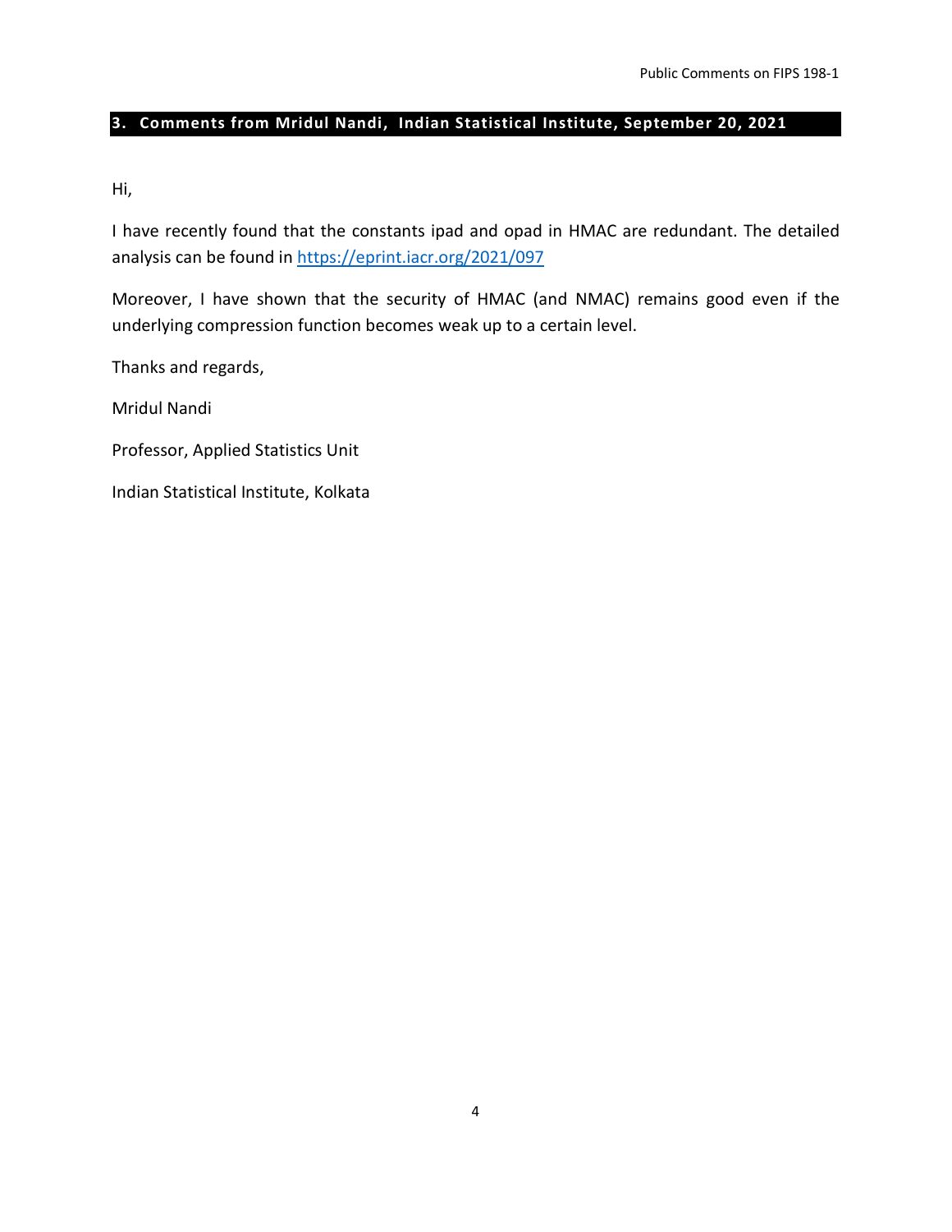## 3. Comments from Mridul Nandi, Indian Statistical Institute, September 20, 2021

Hi,

I have recently found that the constants ipad and opad in HMAC are redundant. The detailed analysis can be found in https://eprint.iacr.org/2021/097

Moreover, I have shown that the security of HMAC (and NMAC) remains good even if the underlying compression function becomes weak up to a certain level.

Thanks and regards,

Mridul Nandi

Professor, Applied Statistics Unit

Indian Statistical Institute, Kolkata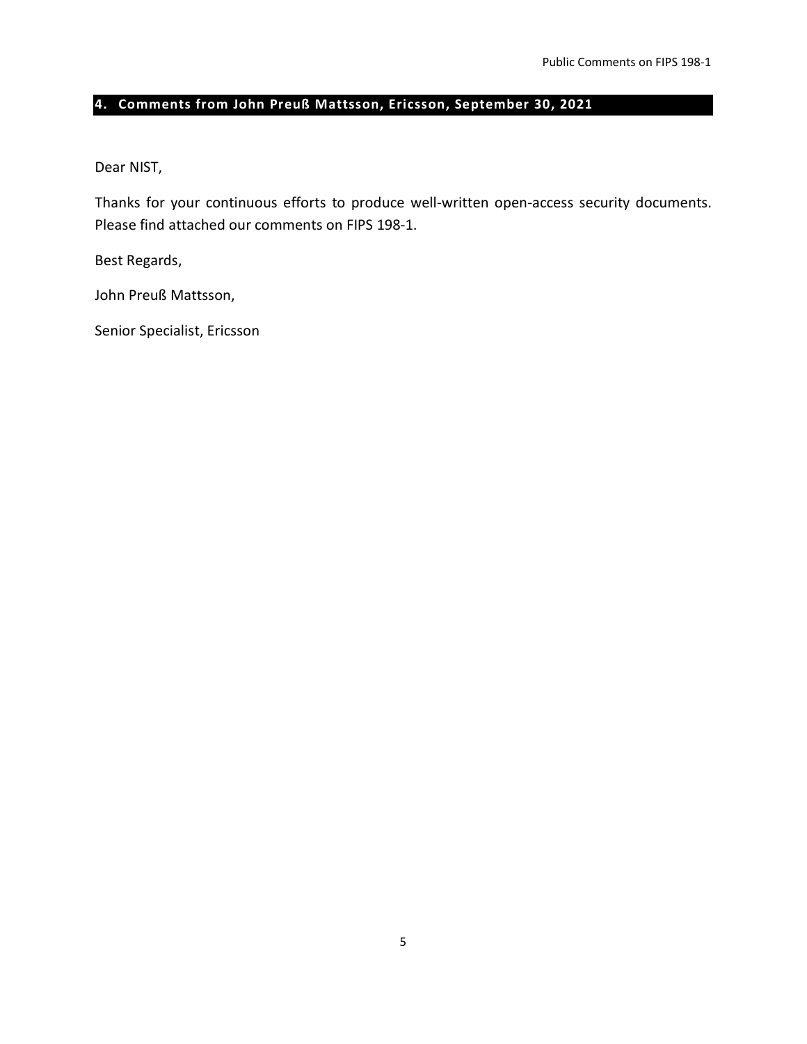## 4. Comments from John Preuß Mattsson, Ericsson, September 30, 2021

Dear NIST,

Thanks for your continuous efforts to produce well-written open-access security documents. Please find attached our comments on FIPS 198-1.

Best Regards,

John Preuß Mattsson,

Senior Specialist, Ericsson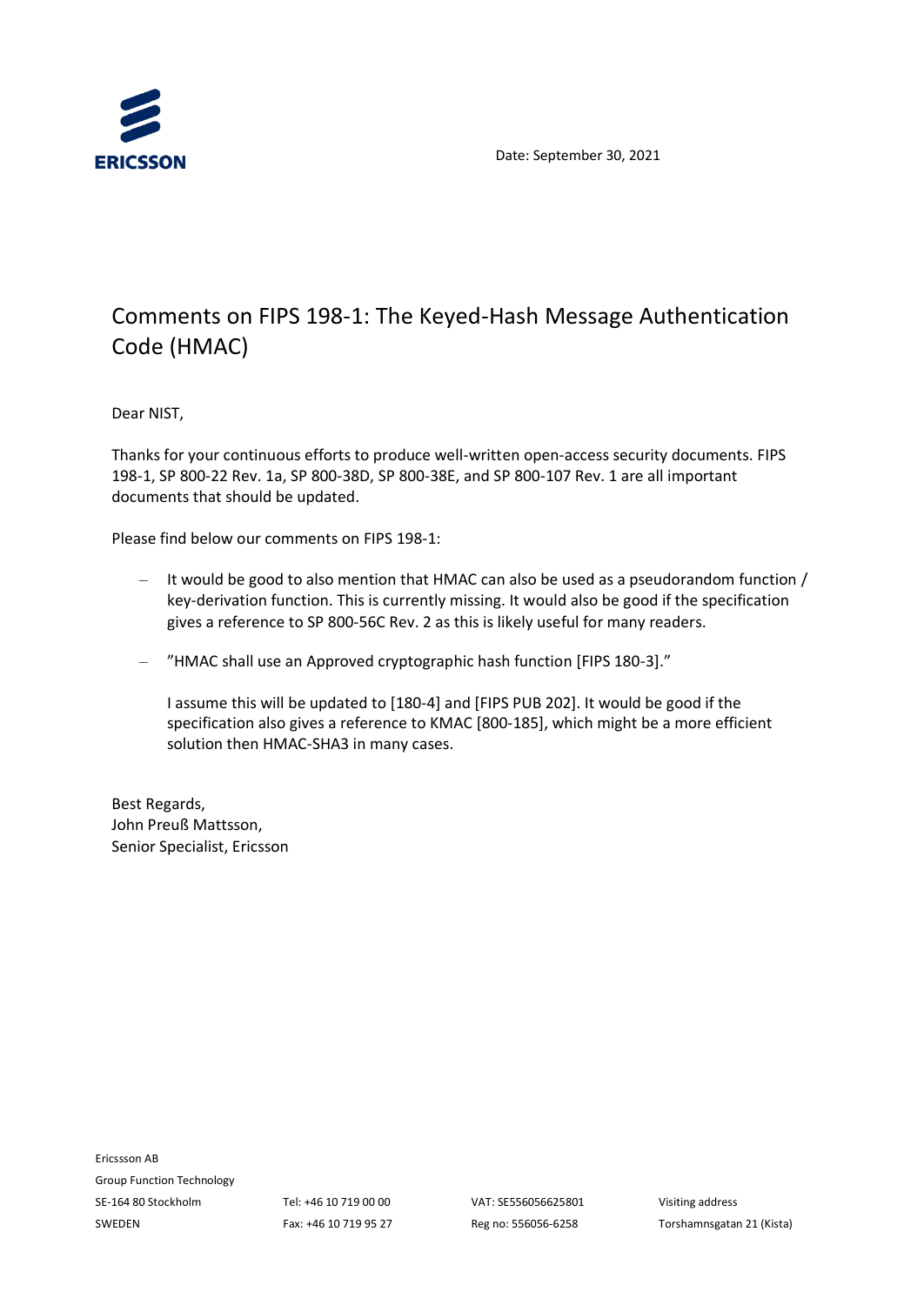ERICSSON

Date: September 30, 2021

# Comments on FIPS 198-1: The Keyed-Hash Message Authentication Code (HMAC)

Dear NIST,

Thanks for your continuous efforts to produce well-written open-access security documents. FIPS 198-1, SP 800-22 Rev. 1a, SP 800-38D, SP 800-38E, and SP 800-107 Rev. 1 are all important documents that should be updated.

Please find below our comments on FIPS 198-1:

- It would be good to also mention that HMAC can also be used as a pseudorandom function / key-derivation function. This is currently missing. It would also be good if the specification gives a reference to SP 800-56C Rev. 2 as this is likely useful for many readers.

- ”HMAC shall use an Approved cryptographic hash function [FIPS 180-3].”

  I assume this will be updated to [180-4] and [FIPS PUB 202]. It would be good if the specification also gives a reference to KMAC [800-185], which might be a more efficient solution then HMAC-SHA3 in many cases.

Best Regards,
John Preuß Mattsson,
Senior Specialist, Ericsson

Ericsson AB
Group Function Technology
SE-164 80 Stockholm
SWEDEN

Tel: +46 10 719 00 00
Fax: +46 10 719 95 27

VAT: SE556056625801
Reg no: 556056-6258

Visiting address
Torshamnsgatan 21 (Kista)